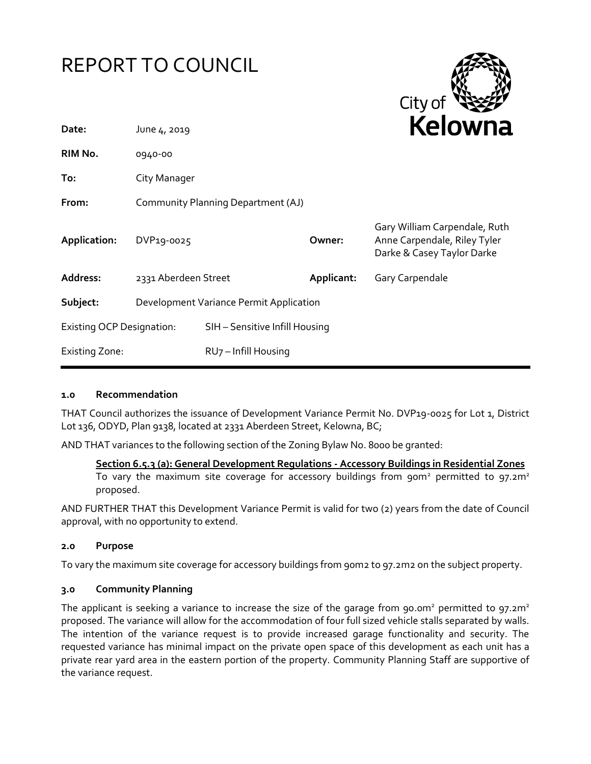# REPORT TO COUNCIL

City of **Kelowna**

| | | | |
|---|---|---|---|
| **Date:** | June 4, 2019 | | |
| **RIM No.** | 0940-00 | | |
| **To:** | City Manager | | |
| **From:** | Community Planning Department (AJ) | | |
| **Application:** | DVP19-0025 | **Owner:** | Gary William Carpendale, Ruth Anne Carpendale, Riley Tyler Darke & Casey Taylor Darke |
| **Address:** | 2331 Aberdeen Street | **Applicant:** | Gary Carpendale |
| **Subject:** | Development Variance Permit Application | | |
| Existing OCP Designation: | SIH – Sensitive Infill Housing | | |
| Existing Zone: | RU7 – Infill Housing | | |

### 1.0 Recommendation

THAT Council authorizes the issuance of Development Variance Permit No. DVP19-0025 for Lot 1, District Lot 136, ODYD, Plan 9138, located at 2331 Aberdeen Street, Kelowna, BC;

AND THAT variances to the following section of the Zoning Bylaw No. 8000 be granted:

> **Section 6.5.3 (a): General Development Regulations - Accessory Buildings in Residential Zones**
> To vary the maximum site coverage for accessory buildings from 90m² permitted to 97.2m² proposed.

AND FURTHER THAT this Development Variance Permit is valid for two (2) years from the date of Council approval, with no opportunity to extend.

### 2.0 Purpose

To vary the maximum site coverage for accessory buildings from 90m2 to 97.2m2 on the subject property.

### 3.0 Community Planning

The applicant is seeking a variance to increase the size of the garage from 90.0m² permitted to 97.2m² proposed. The variance will allow for the accommodation of four full sized vehicle stalls separated by walls. The intention of the variance request is to provide increased garage functionality and security. The requested variance has minimal impact on the private open space of this development as each unit has a private rear yard area in the eastern portion of the property. Community Planning Staff are supportive of the variance request.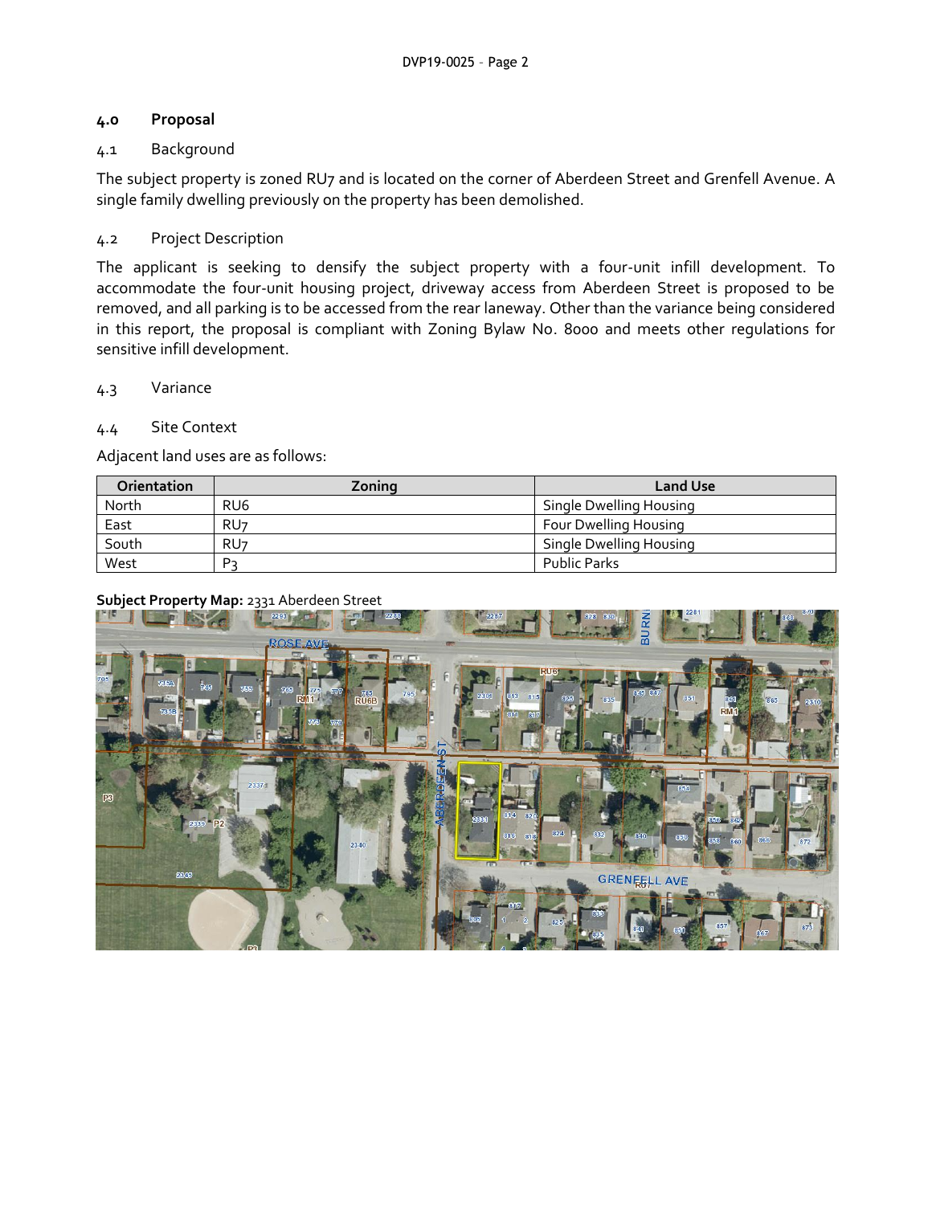## 4.0 Proposal

### 4.1 Background

The subject property is zoned RU7 and is located on the corner of Aberdeen Street and Grenfell Avenue. A single family dwelling previously on the property has been demolished.

### 4.2 Project Description

The applicant is seeking to densify the subject property with a four-unit infill development. To accommodate the four-unit housing project, driveway access from Aberdeen Street is proposed to be removed, and all parking is to be accessed from the rear laneway. Other than the variance being considered in this report, the proposal is compliant with Zoning Bylaw No. 8000 and meets other regulations for sensitive infill development.

### 4.3 Variance

### 4.4 Site Context

Adjacent land uses are as follows:

| Orientation | Zoning | Land Use |
| --- | --- | --- |
| North | RU6 | Single Dwelling Housing |
| East | RU7 | Four Dwelling Housing |
| South | RU7 | Single Dwelling Housing |
| West | P3 | Public Parks |

**Subject Property Map:** 2331 Aberdeen Street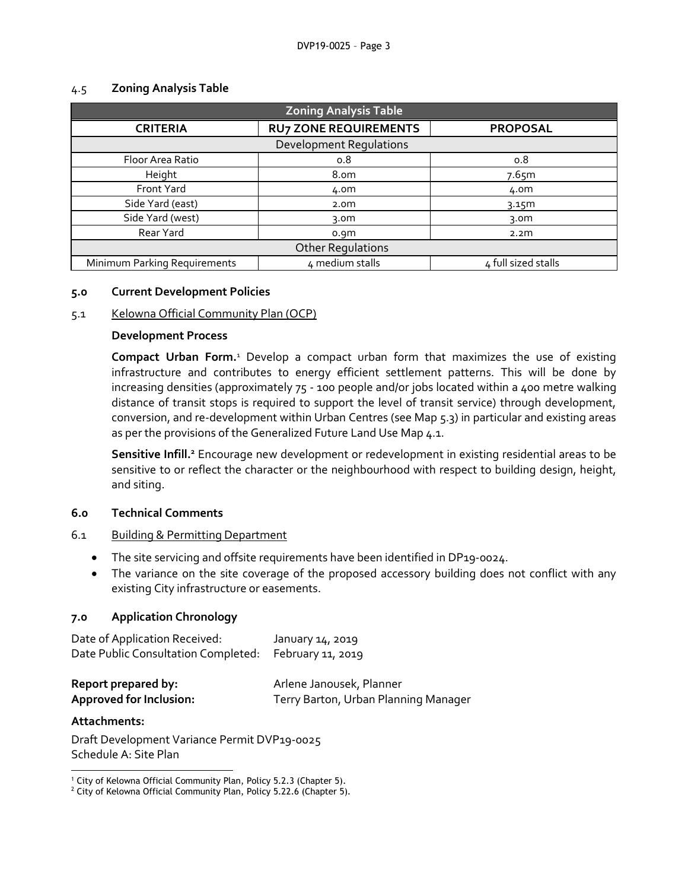### 4.5 **Zoning Analysis Table**

| Zoning Analysis Table | | |
|---|---|---|
| **CRITERIA** | **RU7 ZONE REQUIREMENTS** | **PROPOSAL** |
| Development Regulations | | |
| Floor Area Ratio | 0.8 | 0.8 |
| Height | 8.0m | 7.65m |
| Front Yard | 4.0m | 4.0m |
| Side Yard (east) | 2.0m | 3.15m |
| Side Yard (west) | 3.0m | 3.0m |
| Rear Yard | 0.9m | 2.2m |
| Other Regulations | | |
| Minimum Parking Requirements | 4 medium stalls | 4 full sized stalls |

## 5.0 Current Development Policies

### 5.1 Kelowna Official Community Plan (OCP)

**Development Process**

**Compact Urban Form.**[1] Develop a compact urban form that maximizes the use of existing infrastructure and contributes to energy efficient settlement patterns. This will be done by increasing densities (approximately 75 - 100 people and/or jobs located within a 400 metre walking distance of transit stops is required to support the level of transit service) through development, conversion, and re-development within Urban Centres (see Map 5.3) in particular and existing areas as per the provisions of the Generalized Future Land Use Map 4.1.

**Sensitive Infill.**[2] Encourage new development or redevelopment in existing residential areas to be sensitive to or reflect the character or the neighbourhood with respect to building design, height, and siting.

## 6.0 Technical Comments

### 6.1 Building & Permitting Department

- The site servicing and offsite requirements have been identified in DP19-0024.
- The variance on the site coverage of the proposed accessory building does not conflict with any existing City infrastructure or easements.

## 7.0 Application Chronology

Date of Application Received: January 14, 2019
Date Public Consultation Completed: February 11, 2019

**Report prepared by:** Arlene Janousek, Planner
**Approved for Inclusion:** Terry Barton, Urban Planning Manager

**Attachments:**

Draft Development Variance Permit DVP19-0025
Schedule A: Site Plan

[1] City of Kelowna Official Community Plan, Policy 5.2.3 (Chapter 5).
[2] City of Kelowna Official Community Plan, Policy 5.22.6 (Chapter 5).